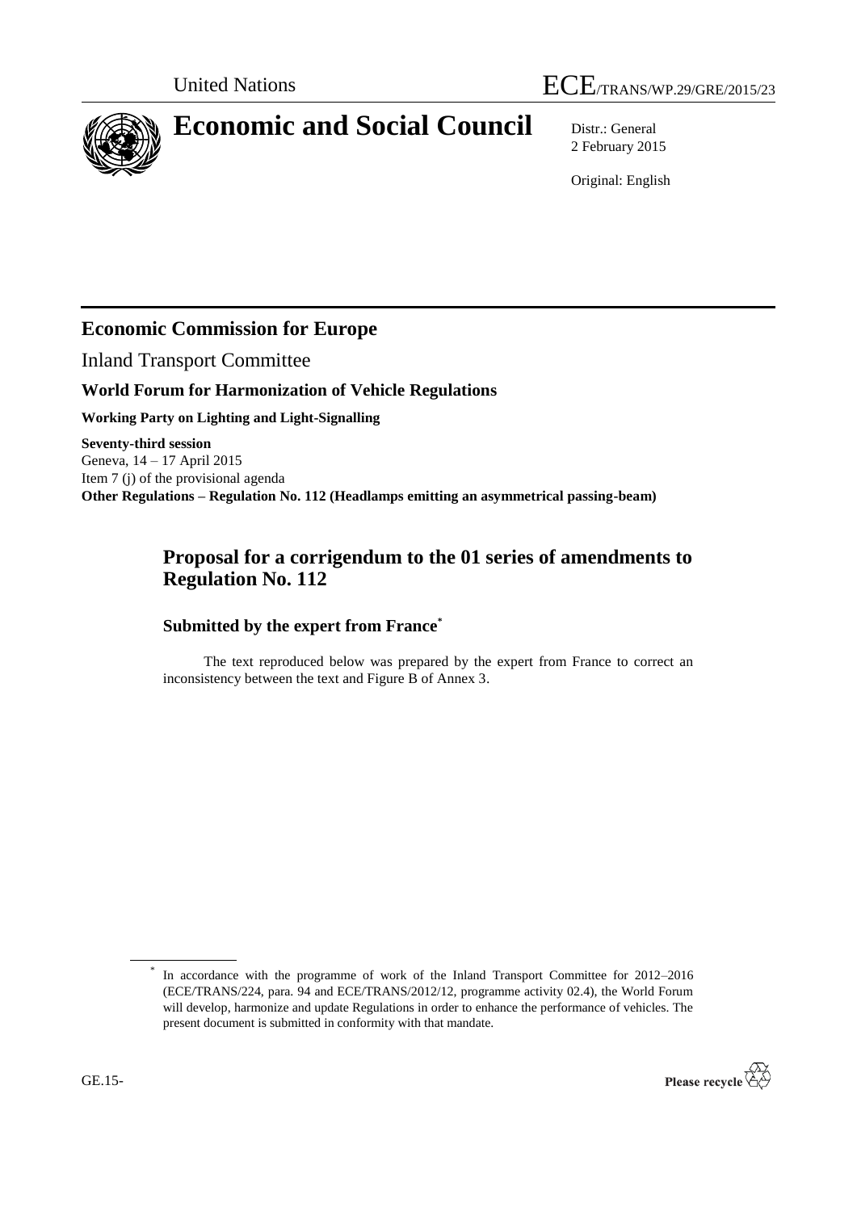United Nations ECE/TRANS/WP.29/GRE/2015/23

# Economic and Social Council

Distr.: General
2 February 2015

Original: English

## Economic Commission for Europe

Inland Transport Committee

### World Forum for Harmonization of Vehicle Regulations

**Working Party on Lighting and Light-Signalling**

**Seventy-third session**
Geneva, 14 – 17 April 2015
Item 7 (j) of the provisional agenda
**Other Regulations – Regulation No. 112 (Headlamps emitting an asymmetrical passing-beam)**

## Proposal for a corrigendum to the 01 series of amendments to Regulation No. 112

### Submitted by the expert from France*

The text reproduced below was prepared by the expert from France to correct an inconsistency between the text and Figure B of Annex 3.

* In accordance with the programme of work of the Inland Transport Committee for 2012–2016 (ECE/TRANS/224, para. 94 and ECE/TRANS/2012/12, programme activity 02.4), the World Forum will develop, harmonize and update Regulations in order to enhance the performance of vehicles. The present document is submitted in conformity with that mandate.

GE.15-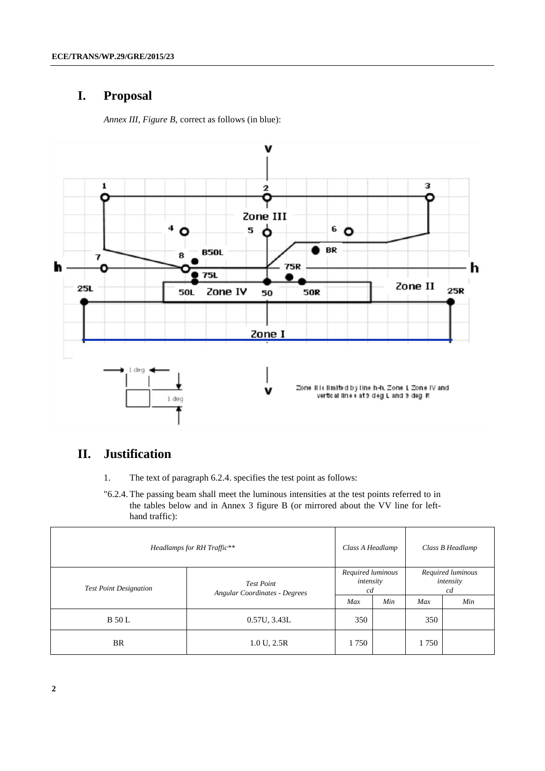# I. Proposal

*Annex III, Figure B,* correct as follows (in blue):

# II. Justification

1. The text of paragraph 6.2.4. specifies the test point as follows:

"6.2.4. The passing beam shall meet the luminous intensities at the test points referred to in the tables below and in Annex 3 figure B (or mirrored about the VV line for left-hand traffic):

| *Headlamps for RH Traffic\*\** | | *Class A Headlamp* | | *Class B Headlamp* | |
|---|---|---|---|---|---|
| *Test Point Designation* | *Test Point Angular Coordinates - Degrees* | *Required luminous intensity cd* | | *Required luminous intensity cd* | |
| | | *Max* | *Min* | *Max* | *Min* |
| B 50 L | 0.57U, 3.43L | 350 | | 350 | |
| BR | 1.0 U, 2.5R | 1 750 | | 1 750 | |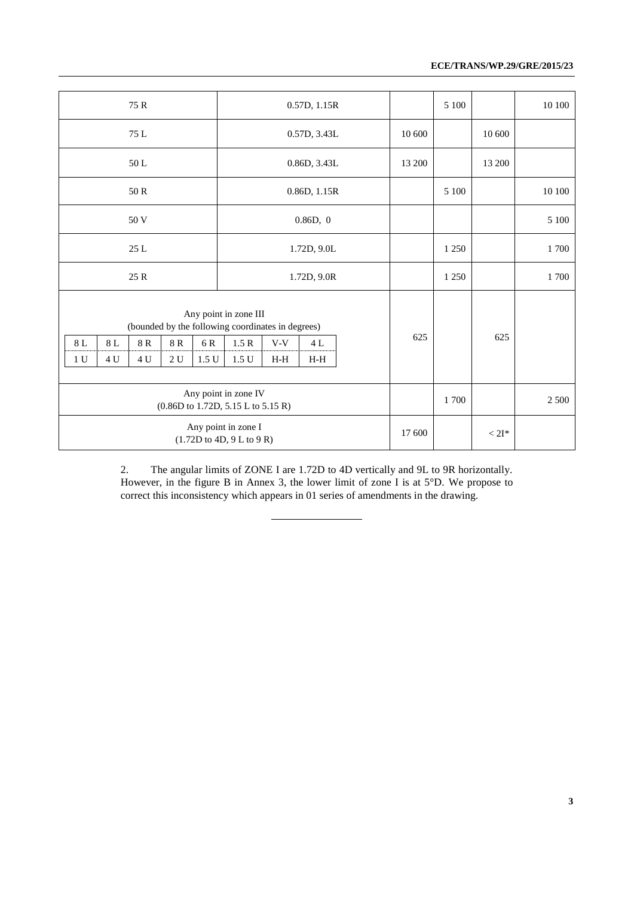| | | | | | |
|---|---|---|---|---|---|
| 75 R | 0.57D, 1.15R | | 5 100 | | 10 100 |
| 75 L | 0.57D, 3.43L | 10 600 | | 10 600 | |
| 50 L | 0.86D, 3.43L | 13 200 | | 13 200 | |
| 50 R | 0.86D, 1.15R | | 5 100 | | 10 100 |
| 50 V | 0.86D, 0 | | | | 5 100 |
| 25 L | 1.72D, 9.0L | | 1 250 | | 1 700 |
| 25 R | 1.72D, 9.0R | | 1 250 | | 1 700 |
| Any point in zone III (bounded by the following coordinates in degrees) 8 L / 1 U; 8 L / 4 U; 8 R / 4 U; 8 R / 2 U; 6 R / 1.5 U; 1.5 R / 1.5 U; V-V / H-H; 4 L / H-H | | 625 | | 625 | |
| Any point in zone IV (0.86D to 1.72D, 5.15 L to 5.15 R) | | | 1 700 | | 2 500 |
| Any point in zone I (1.72D to 4D, 9 L to 9 R) | | 17 600 | | < 2I* | |

2. The angular limits of ZONE I are 1.72D to 4D vertically and 9L to 9R horizontally. However, in the figure B in Annex 3, the lower limit of zone I is at 5°D. We propose to correct this inconsistency which appears in 01 series of amendments in the drawing.